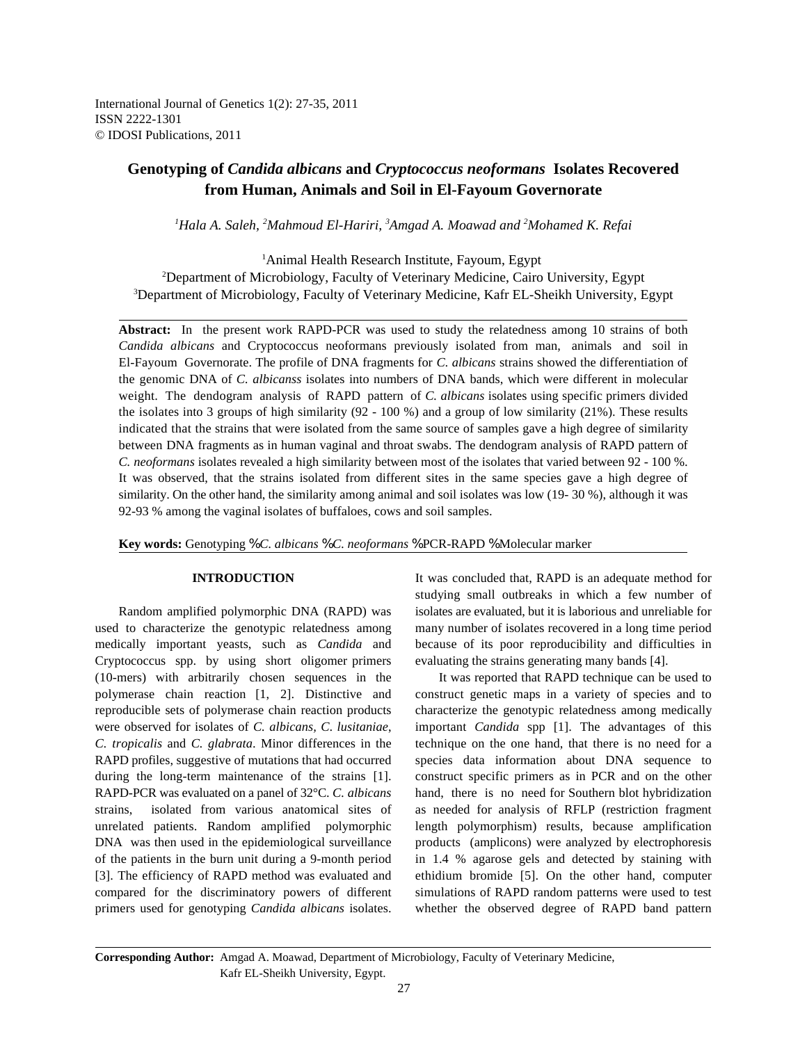# Genotyping of *Candida albicans* and *Cryptococcus neoformans* Isolates Recovered from Human, Animals and Soil in El-Fayoum Governorate

*[1]Hala A. Saleh, [2]Mahmoud El-Hariri, [3]Amgad A. Moawad and [2]Mohamed K. Refai*

[1]Animal Health Research Institute, Fayoum, Egypt
[2]Department of Microbiology, Faculty of Veterinary Medicine, Cairo University, Egypt
[3]Department of Microbiology, Faculty of Veterinary Medicine, Kafr EL-Sheikh University, Egypt

**Abstract:** In the present work RAPD-PCR was used to study the relatedness among 10 strains of both *Candida albicans* and Cryptococcus neoformans previously isolated from man, animals and soil in El-Fayoum Governorate. The profile of DNA fragments for *C. albicans* strains showed the differentiation of the genomic DNA of *C. albicanss* isolates into numbers of DNA bands, which were different in molecular weight. The dendogram analysis of RAPD pattern of *C. albicans* isolates using specific primers divided the isolates into 3 groups of high similarity (92 - 100 %) and a group of low similarity (21%). These results indicated that the strains that were isolated from the same source of samples gave a high degree of similarity between DNA fragments as in human vaginal and throat swabs. The dendogram analysis of RAPD pattern of *C. neoformans* isolates revealed a high similarity between most of the isolates that varied between 92 - 100 %. It was observed, that the strains isolated from different sites in the same species gave a high degree of similarity. On the other hand, the similarity among animal and soil isolates was low (19- 30 %), although it was 92-93 % among the vaginal isolates of buffaloes, cows and soil samples.

**Key words:** Genotyping % *C. albicans* % *C. neoformans* % PCR-RAPD % Molecular marker

## INTRODUCTION

Random amplified polymorphic DNA (RAPD) was used to characterize the genotypic relatedness among medically important yeasts, such as *Candida* and Cryptococcus spp. by using short oligomer primers (10-mers) with arbitrarily chosen sequences in the polymerase chain reaction [1, 2]. Distinctive and reproducible sets of polymerase chain reaction products were observed for isolates of *C. albicans*, *C. lusitaniae*, *C. tropicalis* and *C. glabrata*. Minor differences in the RAPD profiles, suggestive of mutations that had occurred during the long-term maintenance of the strains [1]. RAPD-PCR was evaluated on a panel of 32°C. *C. albicans* strains, isolated from various anatomical sites of unrelated patients. Random amplified polymorphic DNA was then used in the epidemiological surveillance of the patients in the burn unit during a 9-month period [3]. The efficiency of RAPD method was evaluated and compared for the discriminatory powers of different primers used for genotyping *Candida albicans* isolates. It was concluded that, RAPD is an adequate method for studying small outbreaks in which a few number of isolates are evaluated, but it is laborious and unreliable for many number of isolates recovered in a long time period because of its poor reproducibility and difficulties in evaluating the strains generating many bands [4].

It was reported that RAPD technique can be used to construct genetic maps in a variety of species and to characterize the genotypic relatedness among medically important *Candida* spp [1]. The advantages of this technique on the one hand, that there is no need for a species data information about DNA sequence to construct specific primers as in PCR and on the other hand, there is no need for Southern blot hybridization as needed for analysis of RFLP (restriction fragment length polymorphism) results, because amplification products (amplicons) were analyzed by electrophoresis in 1.4 % agarose gels and detected by staining with ethidium bromide [5]. On the other hand, computer simulations of RAPD random patterns were used to test whether the observed degree of RAPD band pattern

**Corresponding Author:** Amgad A. Moawad, Department of Microbiology, Faculty of Veterinary Medicine, Kafr EL-Sheikh University, Egypt.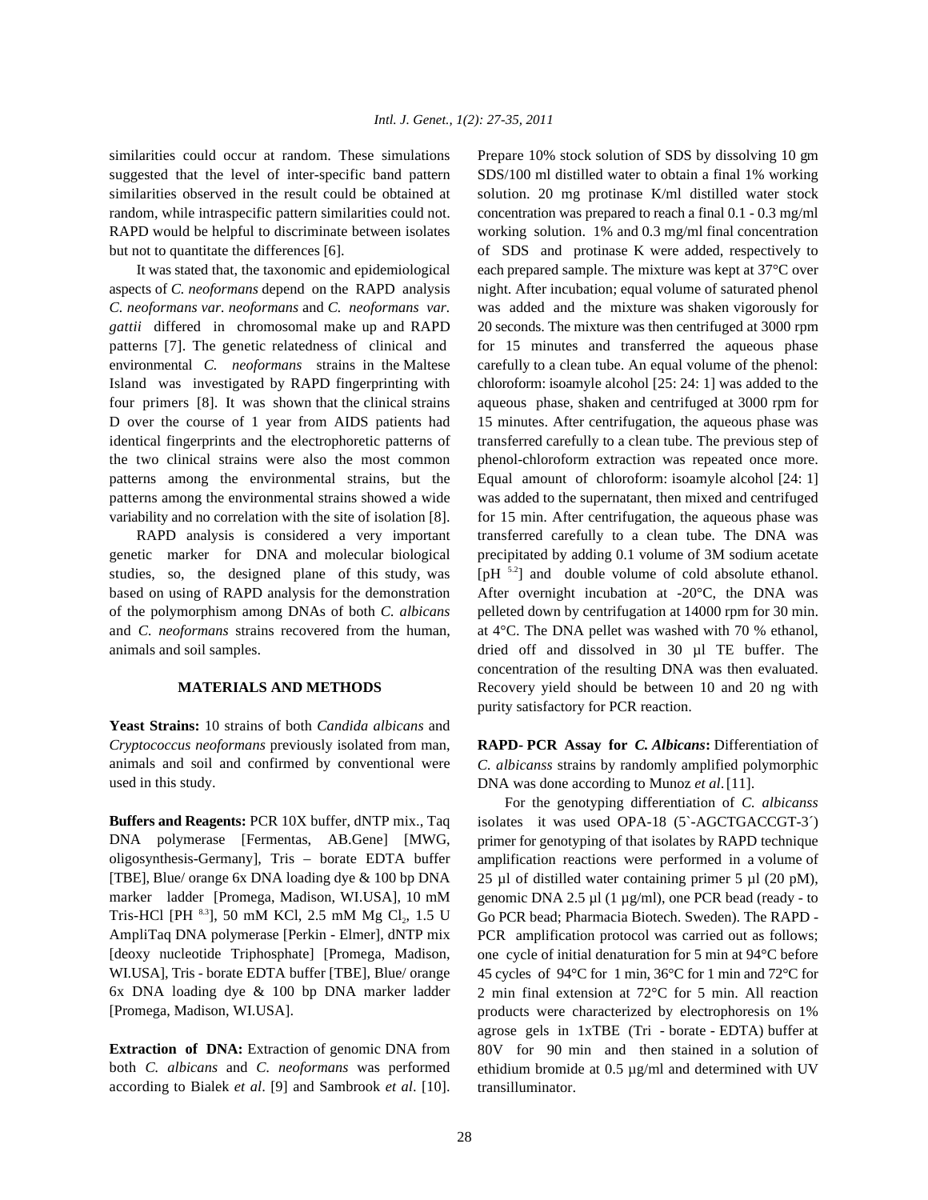similarities could occur at random. These simulations suggested that the level of inter-specific band pattern similarities observed in the result could be obtained at random, while intraspecific pattern similarities could not. RAPD would be helpful to discriminate between isolates but not to quantitate the differences [6].

It was stated that, the taxonomic and epidemiological aspects of *C. neoformans* depend on the RAPD analysis *C. neoformans var. neoformans* and *C. neoformans var. gattii* differed in chromosomal make up and RAPD patterns [7]. The genetic relatedness of clinical and environmental *C. neoformans* strains in the Maltese Island was investigated by RAPD fingerprinting with four primers [8]. It was shown that the clinical strains D over the course of 1 year from AIDS patients had identical fingerprints and the electrophoretic patterns of the two clinical strains were also the most common patterns among the environmental strains, but the patterns among the environmental strains showed a wide variability and no correlation with the site of isolation [8].

RAPD analysis is considered a very important genetic marker for DNA and molecular biological studies, so, the designed plane of this study, was based on using of RAPD analysis for the demonstration of the polymorphism among DNAs of both *C. albicans* and *C. neoformans* strains recovered from the human, animals and soil samples.

## MATERIALS AND METHODS

**Yeast Strains:** 10 strains of both *Candida albicans* and *Cryptococcus neoformans* previously isolated from man, animals and soil and confirmed by conventional were used in this study.

**Buffers and Reagents:** PCR 10X buffer, dNTP mix., Taq DNA polymerase [Fermentas, AB.Gene] [MWG, oligosynthesis-Germany], Tris – borate EDTA buffer [TBE], Blue/ orange 6x DNA loading dye & 100 bp DNA marker ladder [Promega, Madison, WI.USA], 10 mM Tris-HCl [PH $^{8.3}$], 50 mM KCl, 2.5 mM Mg $Cl_2$, 1.5 U AmpliTaq DNA polymerase [Perkin - Elmer], dNTP mix [deoxy nucleotide Triphosphate] [Promega, Madison, WI.USA], Tris - borate EDTA buffer [TBE], Blue/ orange 6x DNA loading dye & 100 bp DNA marker ladder [Promega, Madison, WI.USA].

**Extraction of DNA:** Extraction of genomic DNA from both *C. albicans* and *C. neoformans* was performed according to Bialek *et al*. [9] and Sambrook *et al*. [10]. Prepare 10% stock solution of SDS by dissolving 10 gm SDS/100 ml distilled water to obtain a final 1% working solution. 20 mg protinase K/ml distilled water stock concentration was prepared to reach a final 0.1 - 0.3 mg/ml working solution. 1% and 0.3 mg/ml final concentration of SDS and protinase K were added, respectively to each prepared sample. The mixture was kept at 37°C over night. After incubation; equal volume of saturated phenol was added and the mixture was shaken vigorously for 20 seconds. The mixture was then centrifuged at 3000 rpm for 15 minutes and transferred the aqueous phase carefully to a clean tube. An equal volume of the phenol: chloroform: isoamyle alcohol [25: 24: 1] was added to the aqueous phase, shaken and centrifuged at 3000 rpm for 15 minutes. After centrifugation, the aqueous phase was transferred carefully to a clean tube. The previous step of phenol-chloroform extraction was repeated once more. Equal amount of chloroform: isoamyle alcohol [24: 1] was added to the supernatant, then mixed and centrifuged for 15 min. After centrifugation, the aqueous phase was transferred carefully to a clean tube. The DNA was precipitated by adding 0.1 volume of 3M sodium acetate [pH $^{5.2}$] and double volume of cold absolute ethanol. After overnight incubation at -20°C, the DNA was pelleted down by centrifugation at 14000 rpm for 30 min. at 4°C. The DNA pellet was washed with 70 % ethanol, dried off and dissolved in 30 µl TE buffer. The concentration of the resulting DNA was then evaluated. Recovery yield should be between 10 and 20 ng with purity satisfactory for PCR reaction.

**RAPD- PCR Assay for *C. Albicans*:** Differentiation of *C. albicanss* strains by randomly amplified polymorphic DNA was done according to Munoz *et al*. [11].

For the genotyping differentiation of *C. albicanss* isolates it was used OPA-18 (5`-AGCTGACCGT-3´) primer for genotyping of that isolates by RAPD technique amplification reactions were performed in a volume of 25 µl of distilled water containing primer 5 µl (20 pM), genomic DNA 2.5 µl (1 µg/ml), one PCR bead (ready - to Go PCR bead; Pharmacia Biotech. Sweden). The RAPD - PCR amplification protocol was carried out as follows; one cycle of initial denaturation for 5 min at 94°C before 45 cycles of 94°C for 1 min, 36°C for 1 min and 72°C for 2 min final extension at 72°C for 5 min. All reaction products were characterized by electrophoresis on 1% agrose gels in 1xTBE (Tri - borate - EDTA) buffer at 80V for 90 min and then stained in a solution of ethidium bromide at 0.5 µg/ml and determined with UV transilluminator.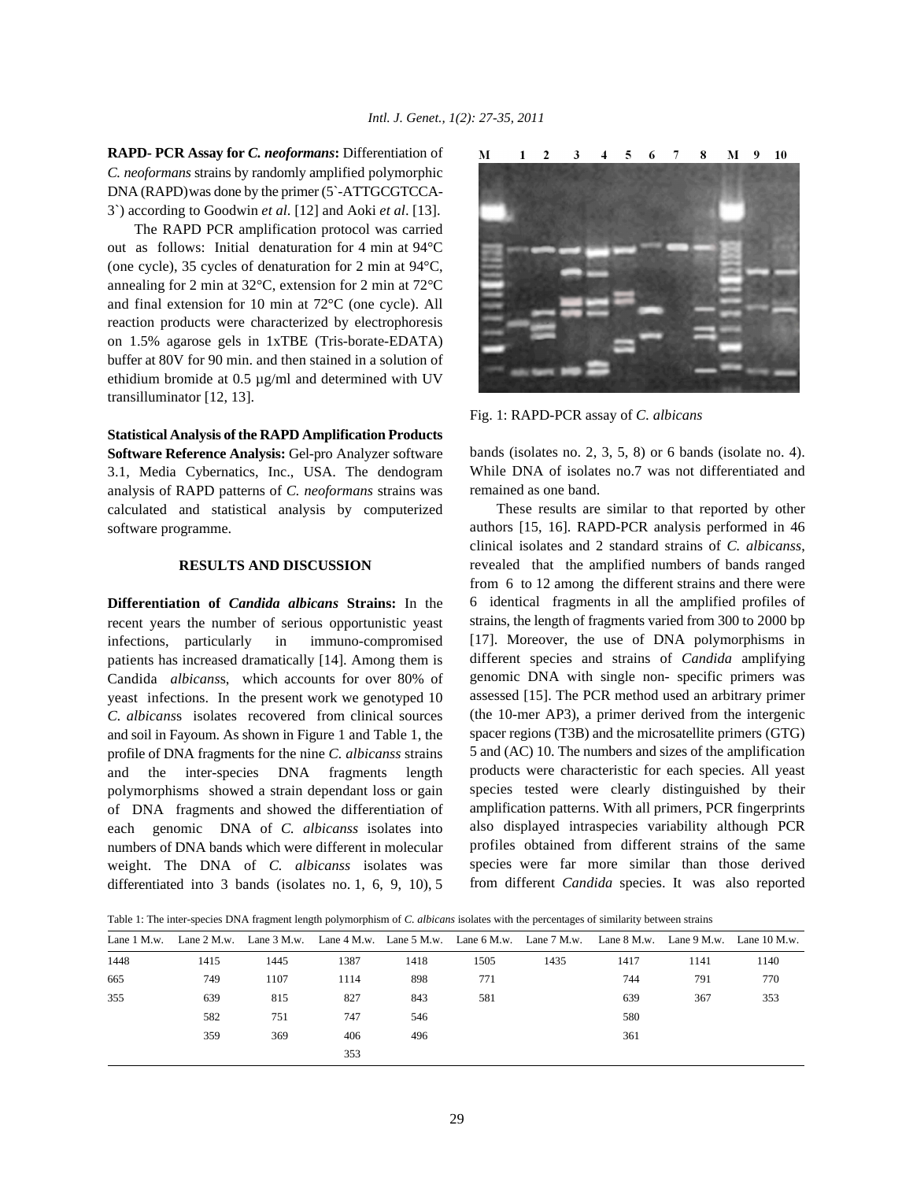**RAPD- PCR Assay for *C. neoformans*:** Differentiation of *C. neoformans* strains by randomly amplified polymorphic DNA (RAPD) was done by the primer (5`-ATTGCGTCCA-3`) according to Goodwin *et al*. [12] and Aoki *et al*. [13].

The RAPD PCR amplification protocol was carried out as follows: Initial denaturation for 4 min at 94°C (one cycle), 35 cycles of denaturation for 2 min at 94°C, annealing for 2 min at 32°C, extension for 2 min at 72°C and final extension for 10 min at 72°C (one cycle). All reaction products were characterized by electrophoresis on 1.5% agarose gels in 1xTBE (Tris-borate-EDATA) buffer at 80V for 90 min. and then stained in a solution of ethidium bromide at 0.5 µg/ml and determined with UV transilluminator [12, 13].

**Statistical Analysis of the RAPD Amplification Products Software Reference Analysis:** Gel-pro Analyzer software 3.1, Media Cybernatics, Inc., USA. The dendogram analysis of RAPD patterns of *C. neoformans* strains was calculated and statistical analysis by computerized software programme.

## RESULTS AND DISCUSSION

**Differentiation of *Candida albicans* Strains:** In the recent years the number of serious opportunistic yeast infections, particularly in immuno-compromised patients has increased dramatically [14]. Among them is Candida *albicans*s, which accounts for over 80% of yeast infections. In the present work we genotyped 10 *C. albicans*s isolates recovered from clinical sources and soil in Fayoum. As shown in Figure 1 and Table 1, the profile of DNA fragments for the nine *C. albicanss* strains and the inter-species DNA fragments length polymorphisms showed a strain dependant loss or gain of DNA fragments and showed the differentiation of each genomic DNA of *C. albicanss* isolates into numbers of DNA bands which were different in molecular weight. The DNA of *C. albicanss* isolates was differentiated into 3 bands (isolates no. 1, 6, 9, 10), 5 bands (isolates no. 2, 3, 5, 8) or 6 bands (isolate no. 4). While DNA of isolates no.7 was not differentiated and remained as one band.

Fig. 1: RAPD-PCR assay of *C. albicans*

These results are similar to that reported by other authors [15, 16]. RAPD-PCR analysis performed in 46 clinical isolates and 2 standard strains of *C. albicanss*, revealed that the amplified numbers of bands ranged from 6 to 12 among the different strains and there were 6 identical fragments in all the amplified profiles of strains, the length of fragments varied from 300 to 2000 bp [17]. Moreover, the use of DNA polymorphisms in different species and strains of *Candida* amplifying genomic DNA with single non- specific primers was assessed [15]. The PCR method used an arbitrary primer (the 10-mer AP3), a primer derived from the intergenic spacer regions (T3B) and the microsatellite primers (GTG) 5 and (AC) 10. The numbers and sizes of the amplification products were characteristic for each species. All yeast species tested were clearly distinguished by their amplification patterns. With all primers, PCR fingerprints also displayed intraspecies variability although PCR profiles obtained from different strains of the same species were far more similar than those derived from different *Candida* species. It was also reported

Table 1: The inter-species DNA fragment length polymorphism of *C. albicans* isolates with the percentages of similarity between strains

| Lane 1 M.w. | Lane 2 M.w. | Lane 3 M.w. | Lane 4 M.w. | Lane 5 M.w. | Lane 6 M.w. | Lane 7 M.w. | Lane 8 M.w. | Lane 9 M.w. | Lane 10 M.w. |
|---|---|---|---|---|---|---|---|---|---|
| 1448 | 1415 | 1445 | 1387 | 1418 | 1505 | 1435 | 1417 | 1141 | 1140 |
| 665 | 749 | 1107 | 1114 | 898 | 771 | | 744 | 791 | 770 |
| 355 | 639 | 815 | 827 | 843 | 581 | | 639 | 367 | 353 |
| | 582 | 751 | 747 | 546 | | | 580 | | |
| | 359 | 369 | 406 | 496 | | | 361 | | |
| | | | 353 | | | | | | |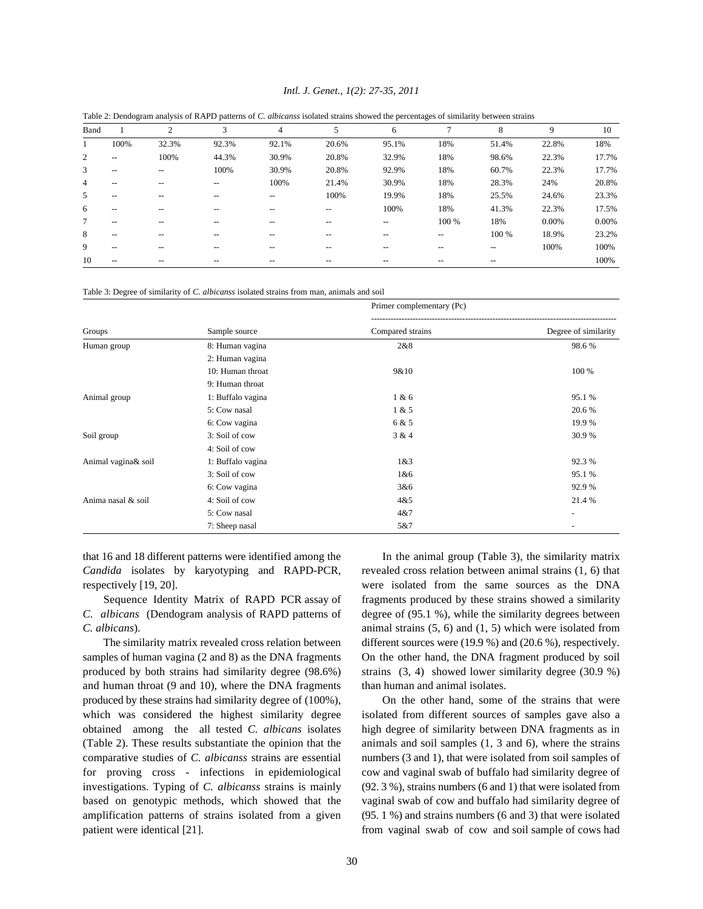Table 2: Dendogram analysis of RAPD patterns of *C. albicanss* isolated strains showed the percentages of similarity between strains

| Band | 1 | 2 | 3 | 4 | 5 | 6 | 7 | 8 | 9 | 10 |
|---|---|---|---|---|---|---|---|---|---|---|
| 1 | 100% | 32.3% | 92.3% | 92.1% | 20.6% | 95.1% | 18% | 51.4% | 22.8% | 18% |
| 2 | -- | 100% | 44.3% | 30.9% | 20.8% | 32.9% | 18% | 98.6% | 22.3% | 17.7% |
| 3 | -- | -- | 100% | 30.9% | 20.8% | 92.9% | 18% | 60.7% | 22.3% | 17.7% |
| 4 | -- | -- | -- | 100% | 21.4% | 30.9% | 18% | 28.3% | 24% | 20.8% |
| 5 | -- | -- | -- | -- | 100% | 19.9% | 18% | 25.5% | 24.6% | 23.3% |
| 6 | -- | -- | -- | -- | -- | 100% | 18% | 41.3% | 22.3% | 17.5% |
| 7 | -- | -- | -- | -- | -- | -- | 100 % | 18% | 0.00% | 0.00% |
| 8 | -- | -- | -- | -- | -- | -- | -- | 100 % | 18.9% | 23.2% |
| 9 | -- | -- | -- | -- | -- | -- | -- | -- | 100% | 100% |
| 10 | -- | -- | -- | -- | -- | -- | -- | -- | | 100% |

Table 3: Degree of similarity of *C. albicanss* isolated strains from man, animals and soil

| | | Primer complementary (Pc) | |
|---|---|---|---|
| Groups | Sample source | Compared strains | Degree of similarity |
| Human group | 8: Human vagina | 2&8 | 98.6 % |
| | 2: Human vagina | | |
| | 10: Human throat | 9&10 | 100 % |
| | 9: Human throat | | |
| Animal group | 1: Buffalo vagina | 1 & 6 | 95.1 % |
| | 5: Cow nasal | 1 & 5 | 20.6 % |
| | 6: Cow vagina | 6 & 5 | 19.9 % |
| Soil group | 3: Soil of cow | 3 & 4 | 30.9 % |
| | 4: Soil of cow | | |
| Animal vagina& soil | 1: Buffalo vagina | 1&3 | 92.3 % |
| | 3: Soil of cow | 1&6 | 95.1 % |
| | 6: Cow vagina | 3&6 | 92.9 % |
| Anima nasal & soil | 4: Soil of cow | 4&5 | 21.4 % |
| | 5: Cow nasal | 4&7 | - |
| | 7: Sheep nasal | 5&7 | - |

that 16 and 18 different patterns were identified among the *Candida* isolates by karyotyping and RAPD-PCR, respectively [19, 20].

Sequence Identity Matrix of RAPD PCR assay of *C. albicans* (Dendogram analysis of RAPD patterns of *C. albicans*).

The similarity matrix revealed cross relation between samples of human vagina (2 and 8) as the DNA fragments produced by both strains had similarity degree (98.6%) and human throat (9 and 10), where the DNA fragments produced by these strains had similarity degree of (100%), which was considered the highest similarity degree obtained among the all tested *C. albicans* isolates (Table 2). These results substantiate the opinion that the comparative studies of *C. albicanss* strains are essential for proving cross - infections in epidemiological investigations. Typing of *C. albicanss* strains is mainly based on genotypic methods, which showed that the amplification patterns of strains isolated from a given patient were identical [21].

In the animal group (Table 3), the similarity matrix revealed cross relation between animal strains (1, 6) that were isolated from the same sources as the DNA fragments produced by these strains showed a similarity degree of (95.1 %), while the similarity degrees between animal strains (5, 6) and (1, 5) which were isolated from different sources were (19.9 %) and (20.6 %), respectively. On the other hand, the DNA fragment produced by soil strains (3, 4) showed lower similarity degree (30.9 %) than human and animal isolates.

On the other hand, some of the strains that were isolated from different sources of samples gave also a high degree of similarity between DNA fragments as in animals and soil samples (1, 3 and 6), where the strains numbers (3 and 1), that were isolated from soil samples of cow and vaginal swab of buffalo had similarity degree of (92. 3 %), strains numbers (6 and 1) that were isolated from vaginal swab of cow and buffalo had similarity degree of (95. 1 %) and strains numbers (6 and 3) that were isolated from vaginal swab of cow and soil sample of cows had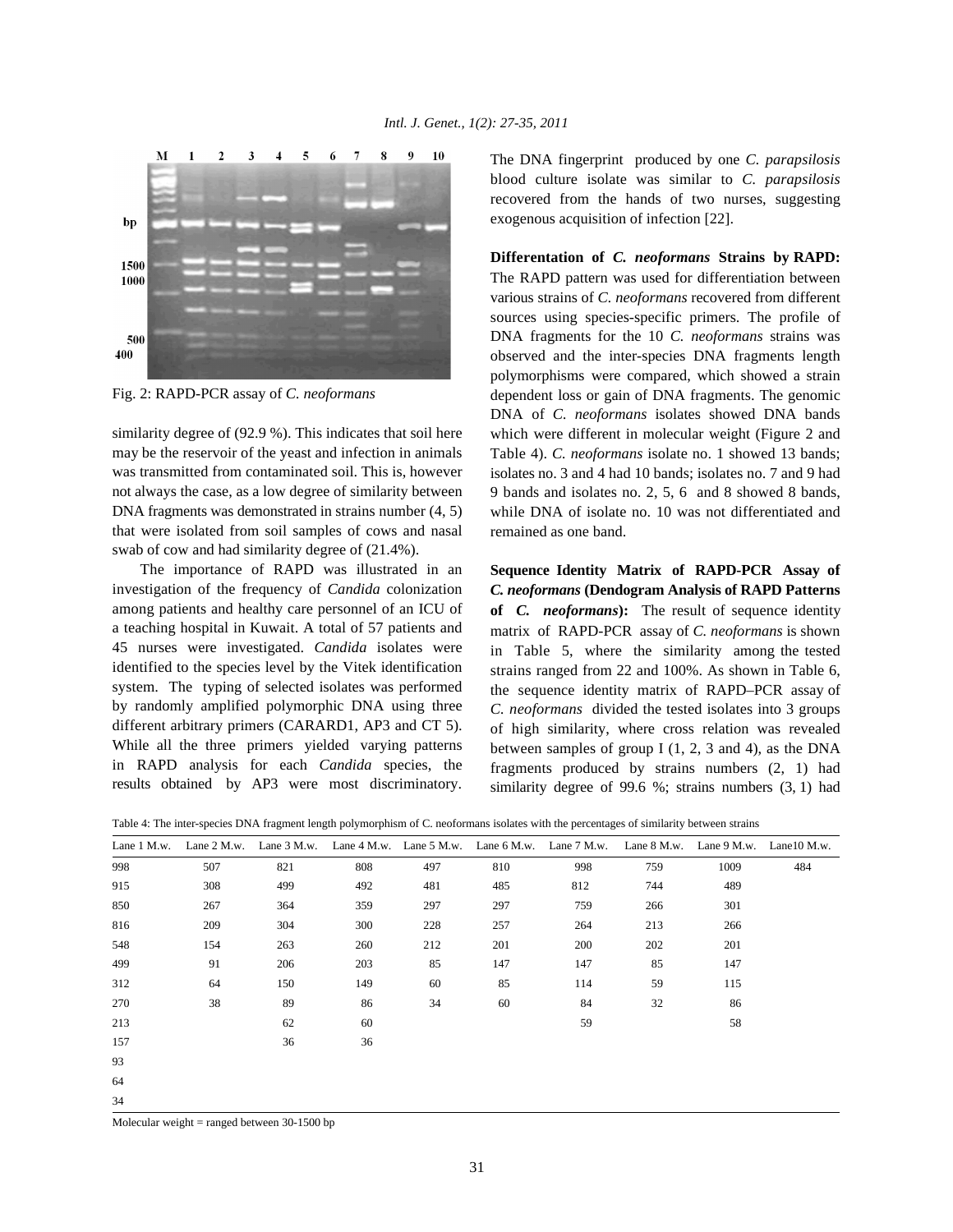Fig. 2: RAPD-PCR assay of *C. neoformans*

similarity degree of (92.9 %). This indicates that soil here may be the reservoir of the yeast and infection in animals was transmitted from contaminated soil. This is, however not always the case, as a low degree of similarity between DNA fragments was demonstrated in strains number (4, 5) that were isolated from soil samples of cows and nasal swab of cow and had similarity degree of (21.4%).

The importance of RAPD was illustrated in an investigation of the frequency of *Candida* colonization among patients and healthy care personnel of an ICU of a teaching hospital in Kuwait. A total of 57 patients and 45 nurses were investigated. *Candida* isolates were identified to the species level by the Vitek identification system. The typing of selected isolates was performed by randomly amplified polymorphic DNA using three different arbitrary primers (CARARD1, AP3 and CT 5). While all the three primers yielded varying patterns in RAPD analysis for each *Candida* species, the results obtained by AP3 were most discriminatory. The DNA fingerprint produced by one *C. parapsilosis* blood culture isolate was similar to *C. parapsilosis* recovered from the hands of two nurses, suggesting exogenous acquisition of infection [22].

**Differentation of *C. neoformans* Strains by RAPD:** The RAPD pattern was used for differentiation between various strains of *C. neoformans* recovered from different sources using species-specific primers. The profile of DNA fragments for the 10 *C. neoformans* strains was observed and the inter-species DNA fragments length polymorphisms were compared, which showed a strain dependent loss or gain of DNA fragments. The genomic DNA of *C. neoformans* isolates showed DNA bands which were different in molecular weight (Figure 2 and Table 4). *C. neoformans* isolate no. 1 showed 13 bands; isolates no. 3 and 4 had 10 bands; isolates no. 7 and 9 had 9 bands and isolates no. 2, 5, 6 and 8 showed 8 bands, while DNA of isolate no. 10 was not differentiated and remained as one band.

**Sequence Identity Matrix of RAPD-PCR Assay of *C. neoformans* (Dendogram Analysis of RAPD Patterns of *C. neoformans*):** The result of sequence identity matrix of RAPD-PCR assay of *C. neoformans* is shown in Table 5, where the similarity among the tested strains ranged from 22 and 100%. As shown in Table 6, the sequence identity matrix of RAPD–PCR assay of *C. neoformans* divided the tested isolates into 3 groups of high similarity, where cross relation was revealed between samples of group I (1, 2, 3 and 4), as the DNA fragments produced by strains numbers (2, 1) had similarity degree of 99.6 %; strains numbers (3, 1) had

Table 4: The inter-species DNA fragment length polymorphism of C. neoformans isolates with the percentages of similarity between strains

| Lane 1 M.w. | Lane 2 M.w. | Lane 3 M.w. | Lane 4 M.w. | Lane 5 M.w. | Lane 6 M.w. | Lane 7 M.w. | Lane 8 M.w. | Lane 9 M.w. | Lane10 M.w. |
|---|---|---|---|---|---|---|---|---|---|
| 998 | 507 | 821 | 808 | 497 | 810 | 998 | 759 | 1009 | 484 |
| 915 | 308 | 499 | 492 | 481 | 485 | 812 | 744 | 489 | |
| 850 | 267 | 364 | 359 | 297 | 297 | 759 | 266 | 301 | |
| 816 | 209 | 304 | 300 | 228 | 257 | 264 | 213 | 266 | |
| 548 | 154 | 263 | 260 | 212 | 201 | 200 | 202 | 201 | |
| 499 | 91 | 206 | 203 | 85 | 147 | 147 | 85 | 147 | |
| 312 | 64 | 150 | 149 | 60 | 85 | 114 | 59 | 115 | |
| 270 | 38 | 89 | 86 | 34 | 60 | 84 | 32 | 86 | |
| 213 | | 62 | 60 | | | 59 | | 58 | |
| 157 | | 36 | 36 | | | | | | |
| 93 | | | | | | | | | |
| 64 | | | | | | | | | |
| 34 | | | | | | | | | |

Molecular weight = ranged between 30-1500 bp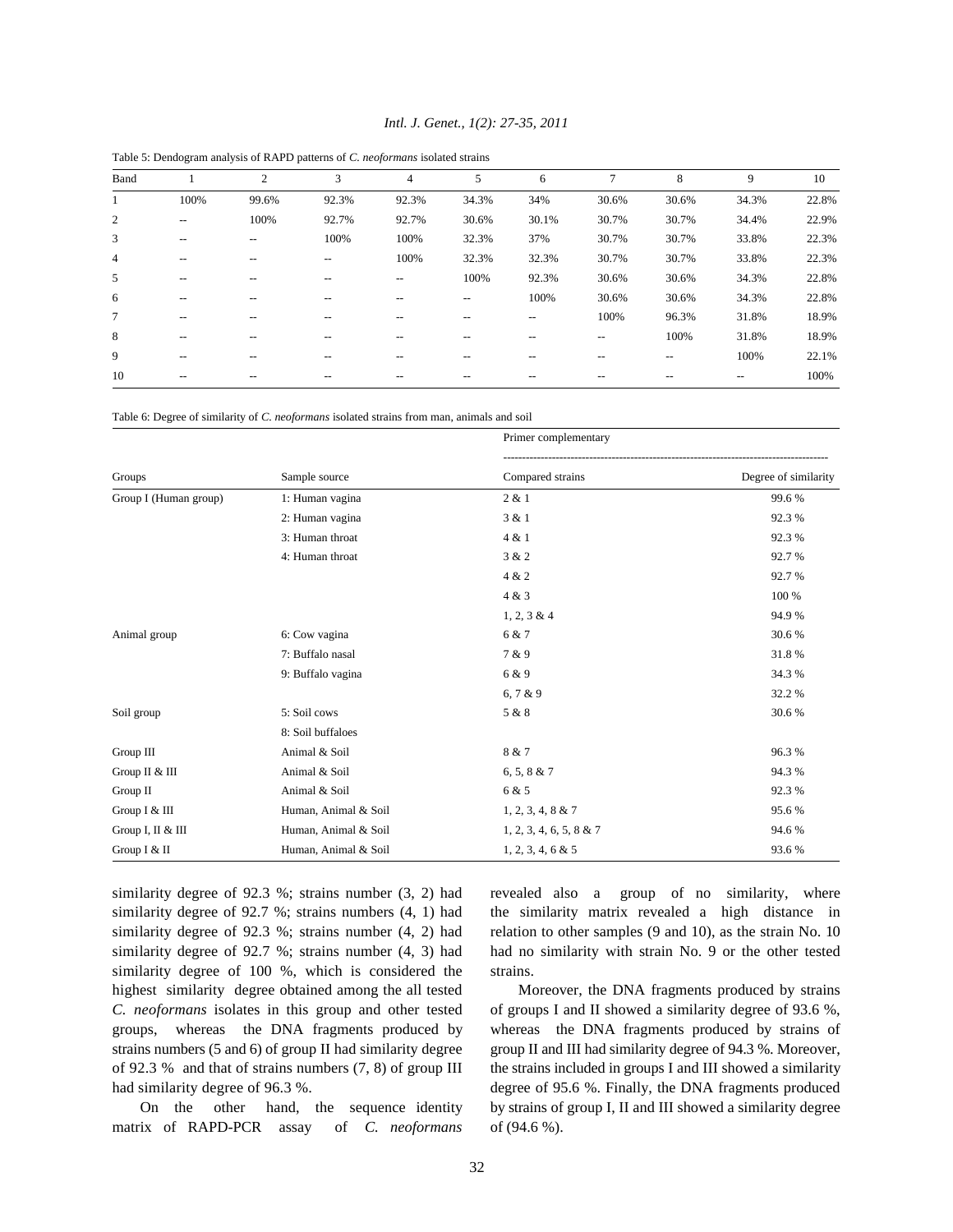Table 5: Dendogram analysis of RAPD patterns of *C. neoformans* isolated strains

| Band | 1 | 2 | 3 | 4 | 5 | 6 | 7 | 8 | 9 | 10 |
|---|---|---|---|---|---|---|---|---|---|---|
| 1 | 100% | 99.6% | 92.3% | 92.3% | 34.3% | 34% | 30.6% | 30.6% | 34.3% | 22.8% |
| 2 | -- | 100% | 92.7% | 92.7% | 30.6% | 30.1% | 30.7% | 30.7% | 34.4% | 22.9% |
| 3 | -- | -- | 100% | 100% | 32.3% | 37% | 30.7% | 30.7% | 33.8% | 22.3% |
| 4 | -- | -- | -- | 100% | 32.3% | 32.3% | 30.7% | 30.7% | 33.8% | 22.3% |
| 5 | -- | -- | -- | -- | 100% | 92.3% | 30.6% | 30.6% | 34.3% | 22.8% |
| 6 | -- | -- | -- | -- | -- | 100% | 30.6% | 30.6% | 34.3% | 22.8% |
| 7 | -- | -- | -- | -- | -- | -- | 100% | 96.3% | 31.8% | 18.9% |
| 8 | -- | -- | -- | -- | -- | -- | -- | 100% | 31.8% | 18.9% |
| 9 | -- | -- | -- | -- | -- | -- | -- | -- | 100% | 22.1% |
| 10 | -- | -- | -- | -- | -- | -- | -- | -- | -- | 100% |

Table 6: Degree of similarity of *C. neoformans* isolated strains from man, animals and soil

| | | Primer complementary | |
|---|---|---|---|
| Groups | Sample source | Compared strains | Degree of similarity |
| Group I (Human group) | 1: Human vagina | 2 & 1 | 99.6 % |
| | 2: Human vagina | 3 & 1 | 92.3 % |
| | 3: Human throat | 4 & 1 | 92.3 % |
| | 4: Human throat | 3 & 2 | 92.7 % |
| | | 4 & 2 | 92.7 % |
| | | 4 & 3 | 100 % |
| | | 1, 2, 3 & 4 | 94.9 % |
| Animal group | 6: Cow vagina | 6 & 7 | 30.6 % |
| | 7: Buffalo nasal | 7 & 9 | 31.8 % |
| | 9: Buffalo vagina | 6 & 9 | 34.3 % |
| | | 6, 7 & 9 | 32.2 % |
| Soil group | 5: Soil cows | 5 & 8 | 30.6 % |
| | 8: Soil buffaloes | | |
| Group III | Animal & Soil | 8 & 7 | 96.3 % |
| Group II & III | Animal & Soil | 6, 5, 8 & 7 | 94.3 % |
| Group II | Animal & Soil | 6 & 5 | 92.3 % |
| Group I & III | Human, Animal & Soil | 1, 2, 3, 4, 8 & 7 | 95.6 % |
| Group I, II & III | Human, Animal & Soil | 1, 2, 3, 4, 6, 5, 8 & 7 | 94.6 % |
| Group I & II | Human, Animal & Soil | 1, 2, 3, 4, 6 & 5 | 93.6 % |

similarity degree of 92.3 %; strains number (3, 2) had similarity degree of 92.7 %; strains numbers (4, 1) had similarity degree of 92.3 %; strains number (4, 2) had similarity degree of 92.7 %; strains number (4, 3) had similarity degree of 100 %, which is considered the highest similarity degree obtained among the all tested *C. neoformans* isolates in this group and other tested groups, whereas the DNA fragments produced by strains numbers (5 and 6) of group II had similarity degree of 92.3 % and that of strains numbers (7, 8) of group III had similarity degree of 96.3 %.

On the other hand, the sequence identity matrix of RAPD-PCR assay of *C. neoformans* revealed also a group of no similarity, where the similarity matrix revealed a high distance in relation to other samples (9 and 10), as the strain No. 10 had no similarity with strain No. 9 or the other tested strains.

Moreover, the DNA fragments produced by strains of groups I and II showed a similarity degree of 93.6 %, whereas the DNA fragments produced by strains of group II and III had similarity degree of 94.3 %. Moreover, the strains included in groups I and III showed a similarity degree of 95.6 %. Finally, the DNA fragments produced by strains of group I, II and III showed a similarity degree of (94.6 %).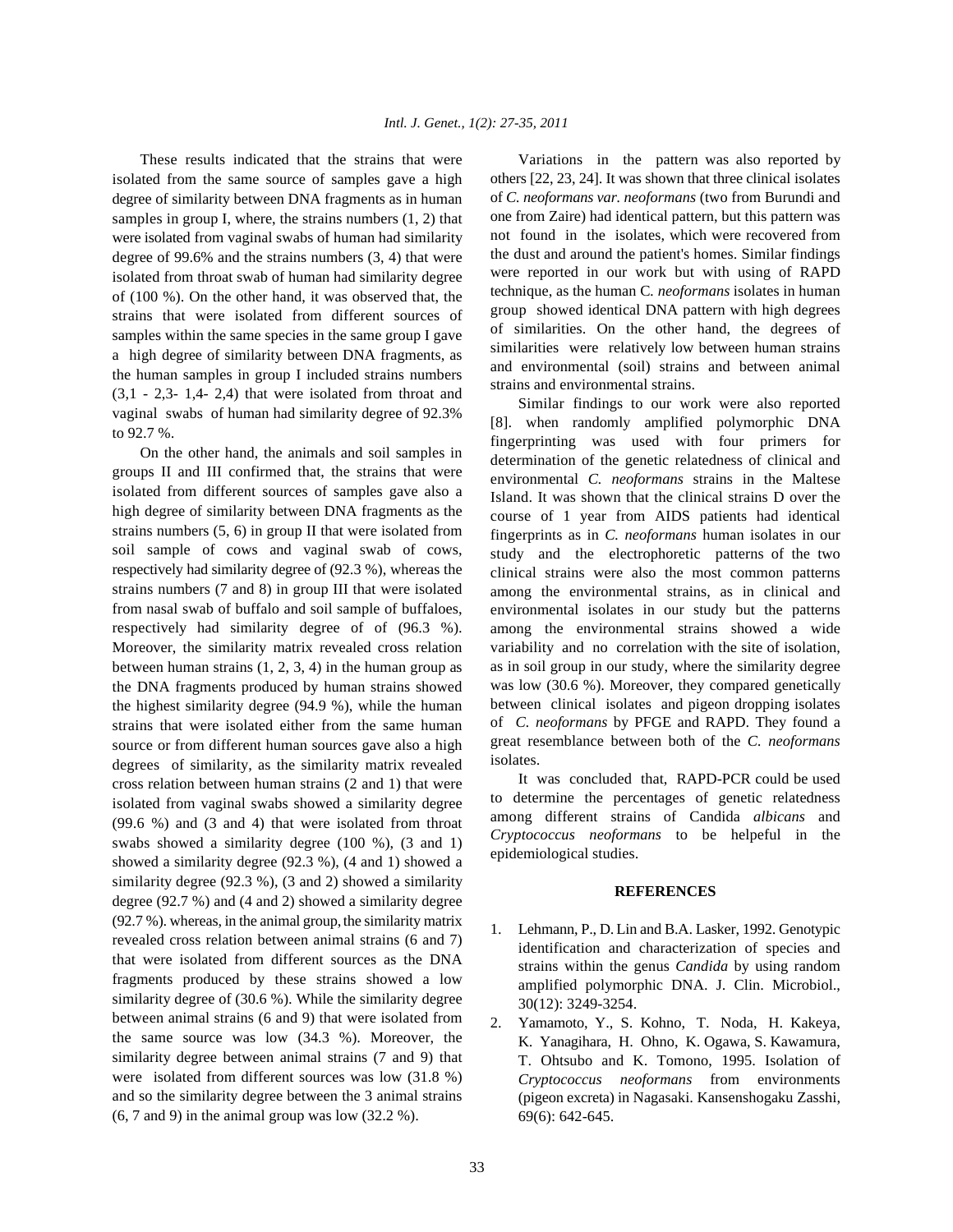These results indicated that the strains that were isolated from the same source of samples gave a high degree of similarity between DNA fragments as in human samples in group I, where, the strains numbers (1, 2) that were isolated from vaginal swabs of human had similarity degree of 99.6% and the strains numbers (3, 4) that were isolated from throat swab of human had similarity degree of (100 %). On the other hand, it was observed that, the strains that were isolated from different sources of samples within the same species in the same group I gave a high degree of similarity between DNA fragments, as the human samples in group I included strains numbers (3,1 - 2,3- 1,4- 2,4) that were isolated from throat and vaginal swabs of human had similarity degree of 92.3% to 92.7 %.

On the other hand, the animals and soil samples in groups II and III confirmed that, the strains that were isolated from different sources of samples gave also a high degree of similarity between DNA fragments as the strains numbers (5, 6) in group II that were isolated from soil sample of cows and vaginal swab of cows, respectively had similarity degree of (92.3 %), whereas the strains numbers (7 and 8) in group III that were isolated from nasal swab of buffalo and soil sample of buffaloes, respectively had similarity degree of of (96.3 %). Moreover, the similarity matrix revealed cross relation between human strains (1, 2, 3, 4) in the human group as the DNA fragments produced by human strains showed the highest similarity degree (94.9 %), while the human strains that were isolated either from the same human source or from different human sources gave also a high degrees of similarity, as the similarity matrix revealed cross relation between human strains (2 and 1) that were isolated from vaginal swabs showed a similarity degree (99.6 %) and (3 and 4) that were isolated from throat swabs showed a similarity degree (100 %), (3 and 1) showed a similarity degree (92.3 %), (4 and 1) showed a similarity degree (92.3 %), (3 and 2) showed a similarity degree (92.7 %) and (4 and 2) showed a similarity degree (92.7 %). whereas, in the animal group, the similarity matrix revealed cross relation between animal strains (6 and 7) that were isolated from different sources as the DNA fragments produced by these strains showed a low similarity degree of (30.6 %). While the similarity degree between animal strains (6 and 9) that were isolated from the same source was low (34.3 %). Moreover, the similarity degree between animal strains (7 and 9) that were isolated from different sources was low (31.8 %) and so the similarity degree between the 3 animal strains (6, 7 and 9) in the animal group was low (32.2 %).

Variations in the pattern was also reported by others [22, 23, 24]. It was shown that three clinical isolates of *C. neoformans var. neoformans* (two from Burundi and one from Zaire) had identical pattern, but this pattern was not found in the isolates, which were recovered from the dust and around the patient's homes. Similar findings were reported in our work but with using of RAPD technique, as the human C. *neoformans* isolates in human group showed identical DNA pattern with high degrees of similarities. On the other hand, the degrees of similarities were relatively low between human strains and environmental (soil) strains and between animal strains and environmental strains.

Similar findings to our work were also reported [8]. when randomly amplified polymorphic DNA fingerprinting was used with four primers for determination of the genetic relatedness of clinical and environmental *C. neoformans* strains in the Maltese Island. It was shown that the clinical strains D over the course of 1 year from AIDS patients had identical fingerprints as in *C. neoformans* human isolates in our study and the electrophoretic patterns of the two clinical strains were also the most common patterns among the environmental strains, as in clinical and environmental isolates in our study but the patterns among the environmental strains showed a wide variability and no correlation with the site of isolation, as in soil group in our study, where the similarity degree was low (30.6 %). Moreover, they compared genetically between clinical isolates and pigeon dropping isolates of *C. neoformans* by PFGE and RAPD. They found a great resemblance between both of the *C. neoformans* isolates.

It was concluded that, RAPD-PCR could be used to determine the percentages of genetic relatedness among different strains of Candida *albicans* and *Cryptococcus neoformans* to be helpful in the epidemiological studies.

## REFERENCES

1. Lehmann, P., D. Lin and B.A. Lasker, 1992. Genotypic identification and characterization of species and strains within the genus *Candida* by using random amplified polymorphic DNA. J. Clin. Microbiol., 30(12): 3249-3254.
2. Yamamoto, Y., S. Kohno, T. Noda, H. Kakeya, K. Yanagihara, H. Ohno, K. Ogawa, S. Kawamura, T. Ohtsubo and K. Tomono, 1995. Isolation of *Cryptococcus neoformans* from environments (pigeon excreta) in Nagasaki. Kansenshogaku Zasshi, 69(6): 642-645.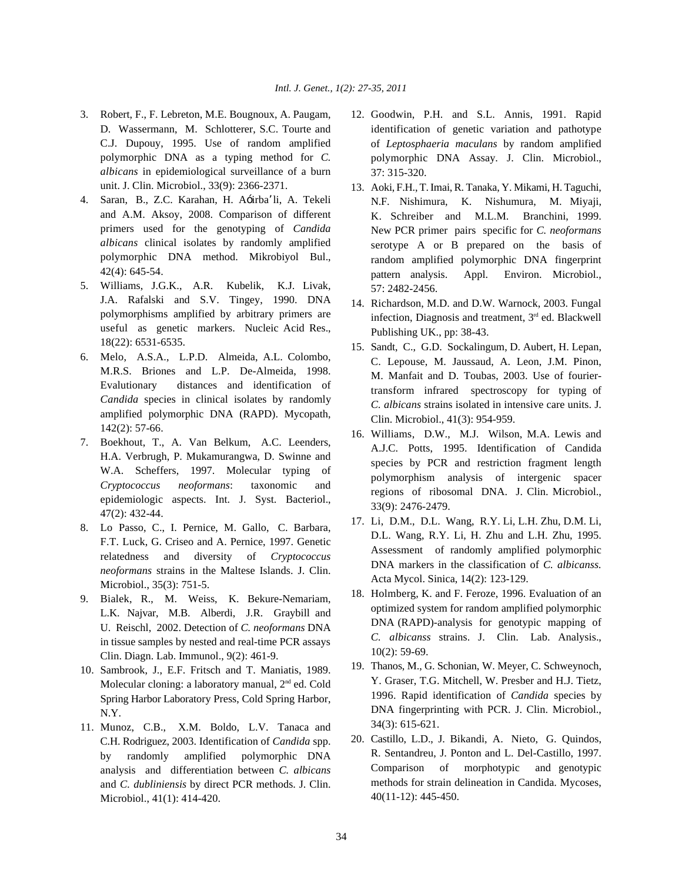3. Robert, F., F. Lebreton, M.E. Bougnoux, A. Paugam, D. Wassermann, M. Schlotterer, S.C. Tourte and C.J. Dupouy, 1995. Use of random amplified polymorphic DNA as a typing method for *C. albicans* in epidemiological surveillance of a burn unit. J. Clin. Microbiol., 33(9): 2366-2371.
4. Saran, B., Z.C. Karahan, H. Aǵirba'li, A. Tekeli and A.M. Aksoy, 2008. Comparison of different primers used for the genotyping of *Candida albicans* clinical isolates by randomly amplified polymorphic DNA method. Mikrobiyol Bul., 42(4): 645-54.
5. Williams, J.G.K., A.R. Kubelik, K.J. Livak, J.A. Rafalski and S.V. Tingey, 1990. DNA polymorphisms amplified by arbitrary primers are useful as genetic markers. Nucleic Acid Res., 18(22): 6531-6535.
6. Melo, A.S.A., L.P.D. Almeida, A.L. Colombo, M.R.S. Briones and L.P. De-Almeida, 1998. Evalutionary distances and identification of *Candida* species in clinical isolates by randomly amplified polymorphic DNA (RAPD). Mycopath, 142(2): 57-66.
7. Boekhout, T., A. Van Belkum, A.C. Leenders, H.A. Verbrugh, P. Mukamurangwa, D. Swinne and W.A. Scheffers, 1997. Molecular typing of *Cryptococcus neoformans*: taxonomic and epidemiologic aspects. Int. J. Syst. Bacteriol., 47(2): 432-44.
8. Lo Passo, C., I. Pernice, M. Gallo, C. Barbara, F.T. Luck, G. Criseo and A. Pernice, 1997. Genetic relatedness and diversity of *Cryptococcus neoformans* strains in the Maltese Islands. J. Clin. Microbiol., 35(3): 751-5.
9. Bialek, R., M. Weiss, K. Bekure-Nemariam, L.K. Najvar, M.B. Alberdi, J.R. Graybill and U. Reischl, 2002. Detection of *C. neoformans* DNA in tissue samples by nested and real-time PCR assays Clin. Diagn. Lab. Immunol., 9(2): 461-9.
10. Sambrook, J., E.F. Fritsch and T. Maniatis, 1989. Molecular cloning: a laboratory manual, 2nd ed. Cold Spring Harbor Laboratory Press, Cold Spring Harbor, N.Y.
11. Munoz, C.B., X.M. Boldo, L.V. Tanaca and C.H. Rodriguez, 2003. Identification of *Candida* spp. by randomly amplified polymorphic DNA analysis and differentiation between *C. albicans* and *C. dubliniensis* by direct PCR methods. J. Clin. Microbiol., 41(1): 414-420.
12. Goodwin, P.H. and S.L. Annis, 1991. Rapid identification of genetic variation and pathotype of *Leptosphaeria maculans* by random amplified polymorphic DNA Assay. J. Clin. Microbiol., 37: 315-320.
13. Aoki, F.H., T. Imai, R. Tanaka, Y. Mikami, H. Taguchi, N.F. Nishimura, K. Nishumura, M. Miyaji, K. Schreiber and M.L.M. Branchini, 1999. New PCR primer pairs specific for *C. neoformans* serotype A or B prepared on the basis of random amplified polymorphic DNA fingerprint pattern analysis. Appl. Environ. Microbiol., 57: 2482-2456.
14. Richardson, M.D. and D.W. Warnock, 2003. Fungal infection, Diagnosis and treatment, 3rd ed. Blackwell Publishing UK., pp: 38-43.
15. Sandt, C., G.D. Sockalingum, D. Aubert, H. Lepan, C. Lepouse, M. Jaussaud, A. Leon, J.M. Pinon, M. Manfait and D. Toubas, 2003. Use of fourier-transform infrared spectroscopy for typing of *C. albicans* strains isolated in intensive care units. J. Clin. Microbiol., 41(3): 954-959.
16. Williams, D.W., M.J. Wilson, M.A. Lewis and A.J.C. Potts, 1995. Identification of Candida species by PCR and restriction fragment length polymorphism analysis of intergenic spacer regions of ribosomal DNA. J. Clin. Microbiol., 33(9): 2476-2479.
17. Li, D.M., D.L. Wang, R.Y. Li, L.H. Zhu, D.M. Li, D.L. Wang, R.Y. Li, H. Zhu and L.H. Zhu, 1995. Assessment of randomly amplified polymorphic DNA markers in the classification of *C. albicanss.* Acta Mycol. Sinica, 14(2): 123-129.
18. Holmberg, K. and F. Feroze, 1996. Evaluation of an optimized system for random amplified polymorphic DNA (RAPD)-analysis for genotypic mapping of *C. albicanss* strains. J. Clin. Lab. Analysis., 10(2): 59-69.
19. Thanos, M., G. Schonian, W. Meyer, C. Schweynoch, Y. Graser, T.G. Mitchell, W. Presber and H.J. Tietz, 1996. Rapid identification of *Candida* species by DNA fingerprinting with PCR. J. Clin. Microbiol., 34(3): 615-621.
20. Castillo, L.D., J. Bikandi, A. Nieto, G. Quindos, R. Sentandreu, J. Ponton and L. Del-Castillo, 1997. Comparison of morphotypic and genotypic methods for strain delineation in Candida. Mycoses, 40(11-12): 445-450.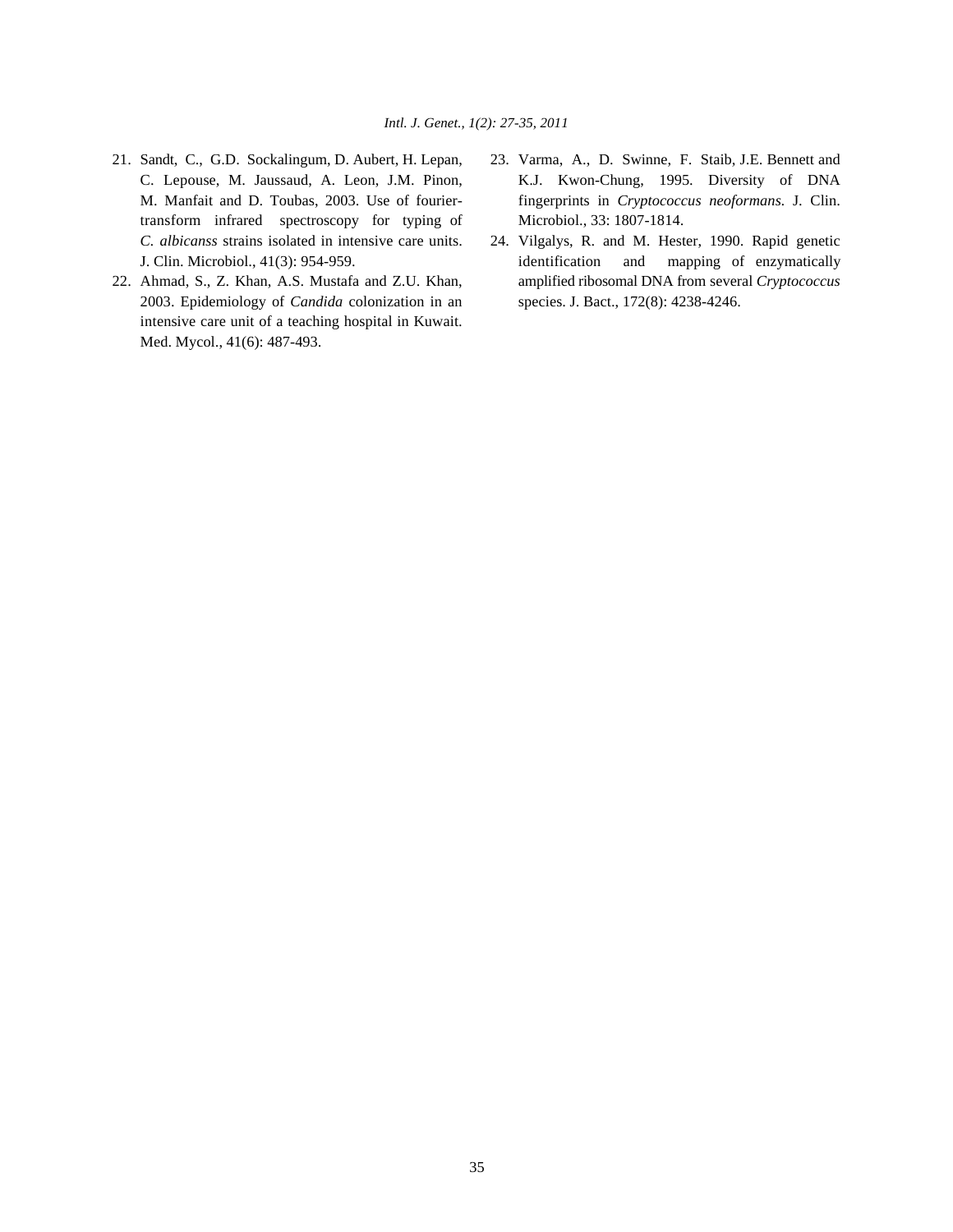21. Sandt, C., G.D. Sockalingum, D. Aubert, H. Lepan, C. Lepouse, M. Jaussaud, A. Leon, J.M. Pinon, M. Manfait and D. Toubas, 2003. Use of fourier-transform infrared spectroscopy for typing of *C. albicanss* strains isolated in intensive care units. J. Clin. Microbiol., 41(3): 954-959.
22. Ahmad, S., Z. Khan, A.S. Mustafa and Z.U. Khan, 2003. Epidemiology of *Candida* colonization in an intensive care unit of a teaching hospital in Kuwait. Med. Mycol., 41(6): 487-493.
23. Varma, A., D. Swinne, F. Staib, J.E. Bennett and K.J. Kwon-Chung, 1995. Diversity of DNA fingerprints in *Cryptococcus neoformans*. J. Clin. Microbiol., 33: 1807-1814.
24. Vilgalys, R. and M. Hester, 1990. Rapid genetic identification and mapping of enzymatically amplified ribosomal DNA from several *Cryptococcus* species. J. Bact., 172(8): 4238-4246.